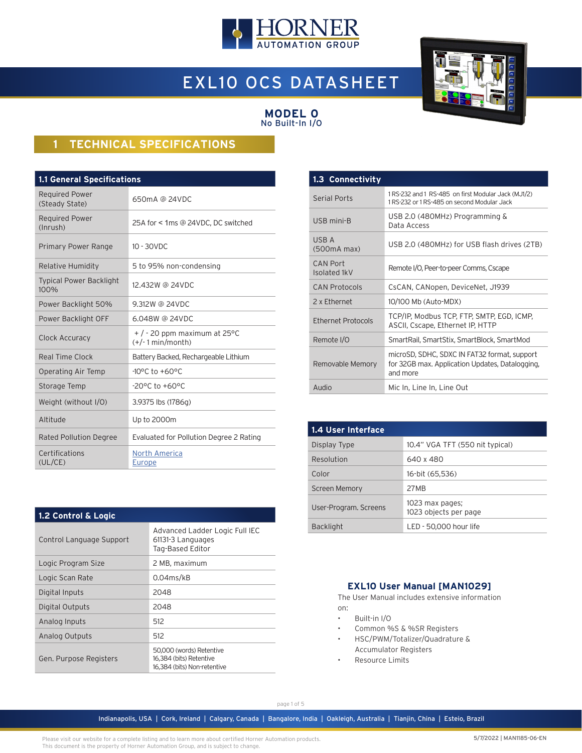# EXL10 OCS DATASHEET

**MODEL 0**
No Built-In I/O

## 1 TECHNICAL SPECIFICATIONS

### 1.1 General Specifications

| Specification | Value |
|---|---|
| Required Power (Steady State) | 650mA @ 24VDC |
| Required Power (Inrush) | 25A for < 1ms @ 24VDC, DC switched |
| Primary Power Range | 10 - 30VDC |
| Relative Humidity | 5 to 95% non-condensing |
| Typical Power Backlight 100% | 12.432W @ 24VDC |
| Power Backlight 50% | 9.312W @ 24VDC |
| Power Backlight OFF | 6.048W @ 24VDC |
| Clock Accuracy | + / - 20 ppm maximum at 25°C (+/- 1 min/month) |
| Real Time Clock | Battery Backed, Rechargeable Lithium |
| Operating Air Temp | -10°C to +60°C |
| Storage Temp | -20°C to +60°C |
| Weight (without I/O) | 3.9375 lbs (1786g) |
| Altitude | Up to 2000m |
| Rated Pollution Degree | Evaluated for Pollution Degree 2 Rating |
| Certifications (UL/CE) | North America<br>Europe |

### 1.2 Control & Logic

| Specification | Value |
|---|---|
| Control Language Support | Advanced Ladder Logic Full IEC 61131-3 Languages<br>Tag-Based Editor |
| Logic Program Size | 2 MB, maximum |
| Logic Scan Rate | 0.04ms/kB |
| Digital Inputs | 2048 |
| Digital Outputs | 2048 |
| Analog Inputs | 512 |
| Analog Outputs | 512 |
| Gen. Purpose Registers | 50,000 (words) Retentive<br>16,384 (bits) Retentive<br>16,384 (bits) Non-retentive |

### 1.3 Connectivity

| Specification | Value |
|---|---|
| Serial Ports | 1 RS-232 and 1 RS-485 on first Modular Jack (MJ1/2)<br>1 RS-232 or 1 RS-485 on second Modular Jack |
| USB mini-B | USB 2.0 (480MHz) Programming & Data Access |
| USB A (500mA max) | USB 2.0 (480MHz) for USB flash drives (2TB) |
| CAN Port Isolated 1kV | Remote I/O, Peer-to-peer Comms, Cscape |
| CAN Protocols | CsCAN, CANopen, DeviceNet, J1939 |
| 2 x Ethernet | 10/100 Mb (Auto-MDX) |
| Ethernet Protocols | TCP/IP, Modbus TCP, FTP, SMTP, EGD, ICMP, ASCII, Cscape, Ethernet IP, HTTP |
| Remote I/O | SmartRail, SmartStix, SmartBlock, SmartMod |
| Removable Memory | microSD, SDHC, SDXC IN FAT32 format, support for 32GB max. Application Updates, Datalogging, and more |
| Audio | Mic In, Line In, Line Out |

### 1.4 User Interface

| Specification | Value |
|---|---|
| Display Type | 10.4" VGA TFT (550 nit typical) |
| Resolution | 640 x 480 |
| Color | 16-bit (65,536) |
| Screen Memory | 27MB |
| User-Program. Screens | 1023 max pages;<br>1023 objects per page |
| Backlight | LED - 50,000 hour life |

### EXL10 User Manual [MAN1029]

The User Manual includes extensive information on:

- Built-in I/O
- Common %S & %SR Registers
- HSC/PWM/Totalizer/Quadrature & Accumulator Registers
- Resource Limits

Indianapolis, USA | Cork, Ireland | Calgary, Canada | Bangalore, India | Oakleigh, Australia | Tianjin, China | Esteio, Brazil

Please visit our website for a complete listing and to learn more about certified Horner Automation products.
This document is the property of Horner Automation Group, and is subject to change.

5/7/2022 | MAN1185-06-EN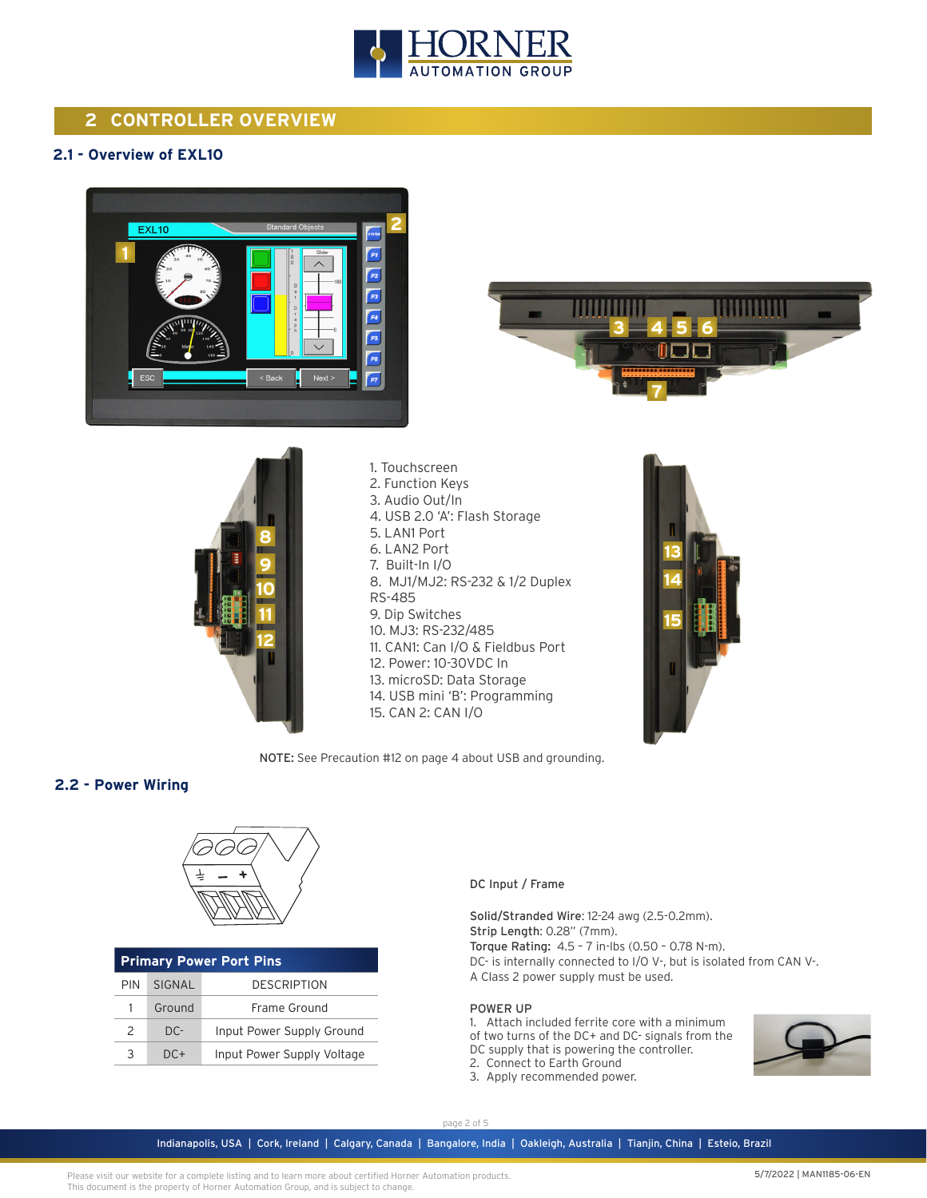# 2 CONTROLLER OVERVIEW

## 2.1 - Overview of EXL10

1. Touchscreen
2. Function Keys
3. Audio Out/In
4. USB 2.0 'A': Flash Storage
5. LAN1 Port
6. LAN2 Port
7. Built-In I/O
8. MJ1/MJ2: RS-232 & 1/2 Duplex RS-485
9. Dip Switches
10. MJ3: RS-232/485
11. CAN1: Can I/O & Fieldbus Port
12. Power: 10-30VDC In
13. microSD: Data Storage
14. USB mini 'B': Programming
15. CAN 2: CAN I/O

**NOTE:** See Precaution #12 on page 4 about USB and grounding.

## 2.2 - Power Wiring

**Primary Power Port Pins**

| PIN | SIGNAL | DESCRIPTION |
|---|---|---|
| 1 | Ground | Frame Ground |
| 2 | DC- | Input Power Supply Ground |
| 3 | DC+ | Input Power Supply Voltage |

DC Input / Frame

**Solid/Stranded Wire**: 12-24 awg (2.5-0.2mm).
**Strip Length**: 0.28" (7mm).
**Torque Rating**: 4.5 – 7 in-lbs (0.50 – 0.78 N-m).
DC- is internally connected to I/O V-, but is isolated from CAN V-.
A Class 2 power supply must be used.

POWER UP

1. Attach included ferrite core with a minimum of two turns of the DC+ and DC- signals from the DC supply that is powering the controller.
2. Connect to Earth Ground
3. Apply recommended power.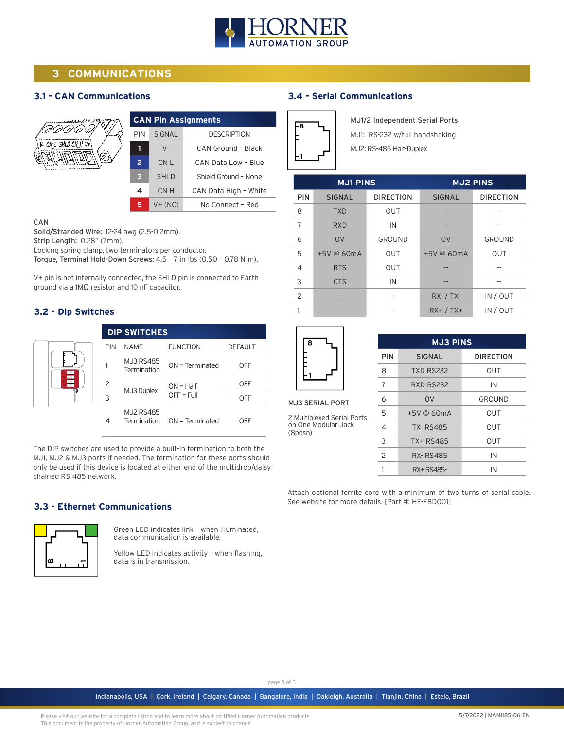## 3 COMMUNICATIONS

### 3.1 - CAN Communications

**CAN Pin Assignments**

| PIN | SIGNAL | DESCRIPTION |
|---|---|---|
| 1 | V- | CAN Ground - Black |
| 2 | CN L | CAN Data Low - Blue |
| 3 | SHLD | Shield Ground - None |
| 4 | CN H | CAN Data High - White |
| 5 | V+ (NC) | No Connect - Red |

CAN
**Solid/Stranded Wire:** 12-24 awg (2.5-0.2mm).
**Strip Length:** 0.28" (7mm).
Locking spring-clamp, two-terminators per conductor.
**Torque, Terminal Hold-Down Screws:** 4.5 - 7 in-lbs (0.50 - 0.78 N-m).

V+ pin is not internally connected, the SHLD pin is connected to Earth ground via a 1MΩ resistor and 10 nF capacitor.

### 3.2 - Dip Switches

**DIP SWITCHES**

| PIN | NAME | FUNCTION | DEFAULT |
|---|---|---|---|
| 1 | MJ3 RS485 Termination | ON = Terminated | OFF |
| 2 | MJ3 Duplex | ON = Half OFF = Full | OFF |
| 3 | | | OFF |
| 4 | MJ2 RS485 Termination | ON = Terminated | OFF |

The DIP switches are used to provide a built-in termination to both the MJ1, MJ2 & MJ3 ports if needed. The termination for these ports should only be used if this device is located at either end of the multidrop/daisy-chained RS-485 network.

### 3.3 - Ethernet Communications

Green LED indicates link – when illuminated, data communication is available.

Yellow LED indicates activity – when flashing, data is in transmission.

### 3.4 - Serial Communications

MJ1/2 Independent Serial Ports
MJ1: RS-232 w/full handshaking
MJ2: RS-485 Half-Duplex

| | MJ1 PINS | | MJ2 PINS | |
|---|---|---|---|---|
| PIN | SIGNAL | DIRECTION | SIGNAL | DIRECTION |
| 8 | TXD | OUT | -- | -- |
| 7 | RXD | IN | -- | -- |
| 6 | 0V | GROUND | 0V | GROUND |
| 5 | +5V @ 60mA | OUT | +5V @ 60mA | OUT |
| 4 | RTS | OUT | -- | -- |
| 3 | CTS | IN | -- | -- |
| 2 | -- | -- | RX- / TX- | IN / OUT |
| 1 | – | -- | RX+ / TX+ | IN / OUT |

MJ3 SERIAL PORT

2 Multiplexed Serial Ports on One Modular Jack (8posn)

**MJ3 PINS**

| PIN | SIGNAL | DIRECTION |
|---|---|---|
| 8 | TXD RS232 | OUT |
| 7 | RXD RS232 | IN |
| 6 | 0V | GROUND |
| 5 | +5V @ 60mA | OUT |
| 4 | TX- RS485 | OUT |
| 3 | TX+ RS485 | OUT |
| 2 | RX- RS485 | IN |
| 1 | RX+ RS485- | IN |

Attach optional ferrite core with a minimum of two turns of serial cable. See website for more details. [Part #: HE-FBD001]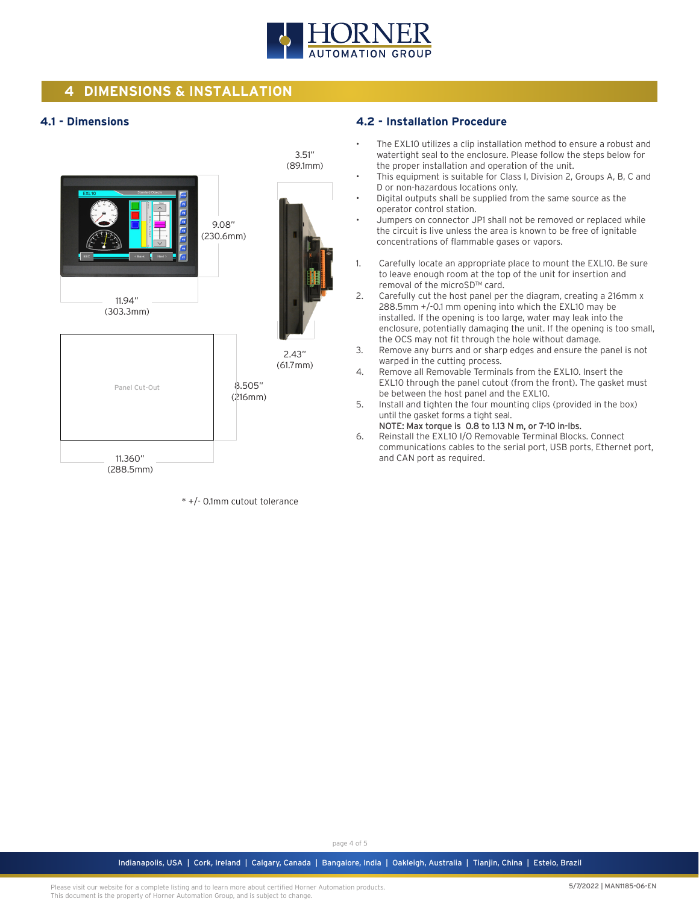# 4 DIMENSIONS & INSTALLATION

## 4.1 - Dimensions

3.51" (89.1mm)

9.08" (230.6mm)

11.94" (303.3mm)

2.43" (61.7mm)

Panel Cut-Out

8.505" (216mm)

11.360" (288.5mm)

* +/- 0.1mm cutout tolerance

## 4.2 - Installation Procedure

- The EXL10 utilizes a clip installation method to ensure a robust and watertight seal to the enclosure. Please follow the steps below for the proper installation and operation of the unit.
- This equipment is suitable for Class I, Division 2, Groups A, B, C and D or non-hazardous locations only.
- Digital outputs shall be supplied from the same source as the operator control station.
- Jumpers on connector JP1 shall not be removed or replaced while the circuit is live unless the area is known to be free of ignitable concentrations of flammable gases or vapors.

1. Carefully locate an appropriate place to mount the EXL10. Be sure to leave enough room at the top of the unit for insertion and removal of the microSD™ card.
2. Carefully cut the host panel per the diagram, creating a 216mm x 288.5mm +/-0.1 mm opening into which the EXL10 may be installed. If the opening is too large, water may leak into the enclosure, potentially damaging the unit. If the opening is too small, the OCS may not fit through the hole without damage.
3. Remove any burrs and or sharp edges and ensure the panel is not warped in the cutting process.
4. Remove all Removable Terminals from the EXL10. Insert the EXL10 through the panel cutout (from the front). The gasket must be between the host panel and the EXL10.
5. Install and tighten the four mounting clips (provided in the box) until the gasket forms a tight seal.
   NOTE: Max torque is 0.8 to 1.13 N m, or 7-10 in-lbs.
6. Reinstall the EXL10 I/O Removable Terminal Blocks. Connect communications cables to the serial port, USB ports, Ethernet port, and CAN port as required.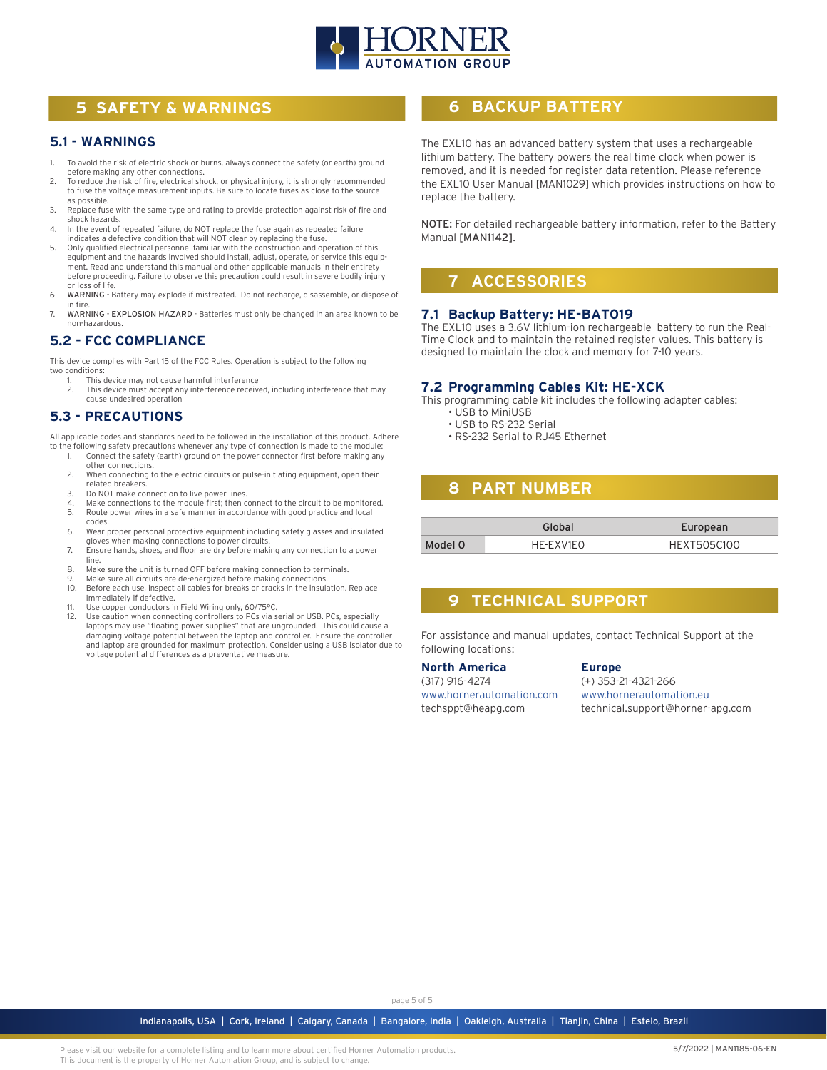## 5 SAFETY & WARNINGS

### 5.1 - WARNINGS

1. To avoid the risk of electric shock or burns, always connect the safety (or earth) ground before making any other connections.
2. To reduce the risk of fire, electrical shock, or physical injury, it is strongly recommended to fuse the voltage measurement inputs. Be sure to locate fuses as close to the source as possible.
3. Replace fuse with the same type and rating to provide protection against risk of fire and shock hazards.
4. In the event of repeated failure, do NOT replace the fuse again as repeated failure indicates a defective condition that will NOT clear by replacing the fuse.
5. Only qualified electrical personnel familiar with the construction and operation of this equipment and the hazards involved should install, adjust, operate, or service this equipment. Read and understand this manual and other applicable manuals in their entirety before proceeding. Failure to observe this precaution could result in severe bodily injury or loss of life.
6. WARNING - Battery may explode if mistreated. Do not recharge, disassemble, or dispose of in fire.
7. WARNING - EXPLOSION HAZARD - Batteries must only be changed in an area known to be non-hazardous.

### 5.2 - FCC COMPLIANCE

This device complies with Part 15 of the FCC Rules. Operation is subject to the following two conditions:

1. This device may not cause harmful interference
2. This device must accept any interference received, including interference that may cause undesired operation

### 5.3 - PRECAUTIONS

All applicable codes and standards need to be followed in the installation of this product. Adhere to the following safety precautions whenever any type of connection is made to the module:

1. Connect the safety (earth) ground on the power connector first before making any other connections.
2. When connecting to the electric circuits or pulse-initiating equipment, open their related breakers.
3. Do NOT make connection to live power lines.
4. Make connections to the module first; then connect to the circuit to be monitored.
5. Route power wires in a safe manner in accordance with good practice and local codes.
6. Wear proper personal protective equipment including safety glasses and insulated gloves when making connections to power circuits.
7. Ensure hands, shoes, and floor are dry before making any connection to a power line.
8. Make sure the unit is turned OFF before making connection to terminals.
9. Make sure all circuits are de-energized before making connections.
10. Before each use, inspect all cables for breaks or cracks in the insulation. Replace immediately if defective.
11. Use copper conductors in Field Wiring only, 60/75°C.
12. Use caution when connecting controllers to PCs via serial or USB. PCs, especially laptops may use "floating power supplies" that are ungrounded. This could cause a damaging voltage potential between the laptop and controller. Ensure the controller and laptop are grounded for maximum protection. Consider using a USB isolator due to voltage potential differences as a preventative measure.

## 6 BACKUP BATTERY

The EXL10 has an advanced battery system that uses a rechargeable lithium battery. The battery powers the real time clock when power is removed, and it is needed for register data retention. Please reference the EXL10 User Manual [MAN1029] which provides instructions on how to replace the battery.

NOTE: For detailed rechargeable battery information, refer to the Battery Manual **[MAN1142]**.

## 7 ACCESSORIES

### 7.1 Backup Battery: HE-BAT019

The EXL10 uses a 3.6V lithium-ion rechargeable battery to run the Real-Time Clock and to maintain the retained register values. This battery is designed to maintain the clock and memory for 7-10 years.

### 7.2 Programming Cables Kit: HE-XCK

This programming cable kit includes the following adapter cables:

- USB to MiniUSB
- USB to RS-232 Serial
- RS-232 Serial to RJ45 Ethernet

## 8 PART NUMBER

| | Global | European |
|---|---|---|
| Model 0 | HE-EXV1E0 | HEXT505C100 |

## 9 TECHNICAL SUPPORT

For assistance and manual updates, contact Technical Support at the following locations:

**North America**
(317) 916-4274
www.hornerautomation.com
techsppt@heapg.com

**Europe**
(+) 353-21-4321-266
www.hornerautomation.eu
technical.support@horner-apg.com

Indianapolis, USA | Cork, Ireland | Calgary, Canada | Bangalore, India | Oakleigh, Australia | Tianjin, China | Esteio, Brazil

Please visit our website for a complete listing and to learn more about certified Horner Automation products.
This document is the property of Horner Automation Group, and is subject to change.

5/7/2022 | MAN1185-06-EN